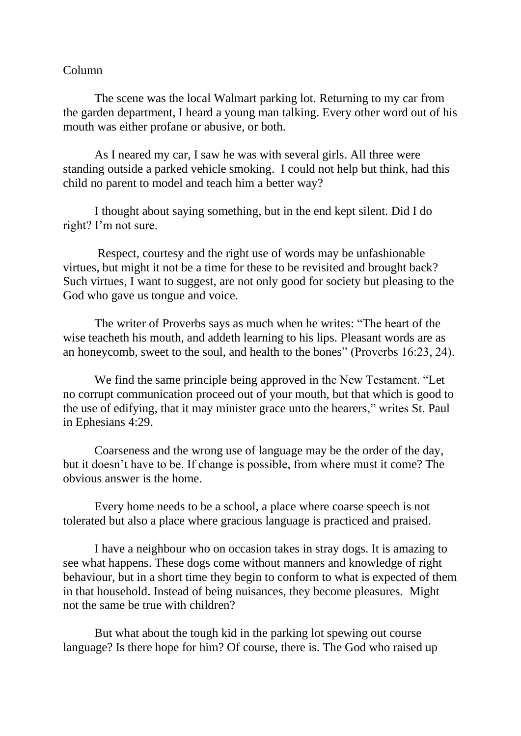Column

The scene was the local Walmart parking lot. Returning to my car from the garden department, I heard a young man talking. Every other word out of his mouth was either profane or abusive, or both.

As I neared my car, I saw he was with several girls. All three were standing outside a parked vehicle smoking. I could not help but think, had this child no parent to model and teach him a better way?

I thought about saying something, but in the end kept silent. Did I do right? I'm not sure.

Respect, courtesy and the right use of words may be unfashionable virtues, but might it not be a time for these to be revisited and brought back? Such virtues, I want to suggest, are not only good for society but pleasing to the God who gave us tongue and voice.

The writer of Proverbs says as much when he writes: "The heart of the wise teacheth his mouth, and addeth learning to his lips. Pleasant words are as an honeycomb, sweet to the soul, and health to the bones" (Proverbs 16:23, 24).

We find the same principle being approved in the New Testament. "Let no corrupt communication proceed out of your mouth, but that which is good to the use of edifying, that it may minister grace unto the hearers," writes St. Paul in Ephesians 4:29.

Coarseness and the wrong use of language may be the order of the day, but it doesn't have to be. If change is possible, from where must it come? The obvious answer is the home.

Every home needs to be a school, a place where coarse speech is not tolerated but also a place where gracious language is practiced and praised.

I have a neighbour who on occasion takes in stray dogs. It is amazing to see what happens. These dogs come without manners and knowledge of right behaviour, but in a short time they begin to conform to what is expected of them in that household. Instead of being nuisances, they become pleasures. Might not the same be true with children?

But what about the tough kid in the parking lot spewing out course language? Is there hope for him? Of course, there is. The God who raised up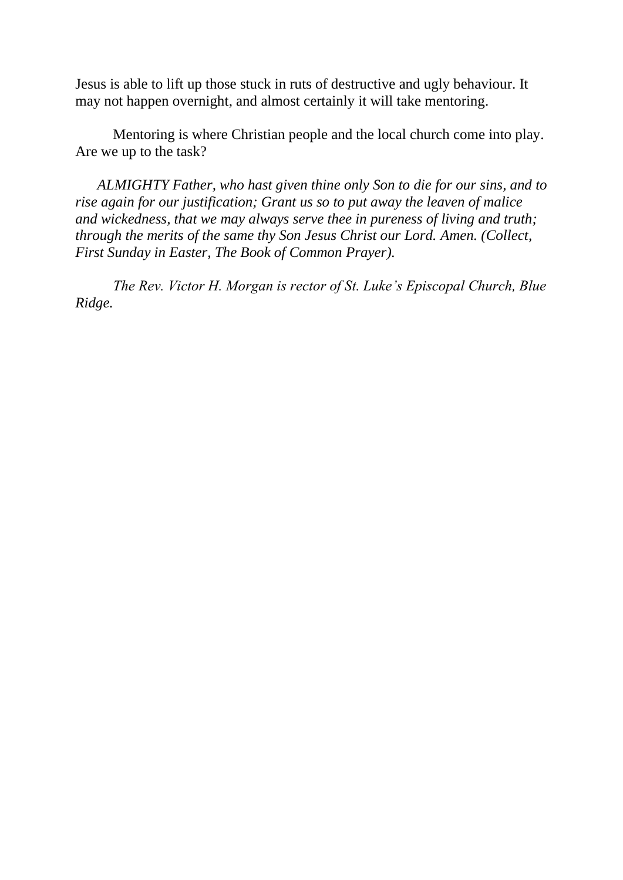Jesus is able to lift up those stuck in ruts of destructive and ugly behaviour. It may not happen overnight, and almost certainly it will take mentoring.

Mentoring is where Christian people and the local church come into play. Are we up to the task?

*ALMIGHTY Father, who hast given thine only Son to die for our sins, and to rise again for our justification; Grant us so to put away the leaven of malice and wickedness, that we may always serve thee in pureness of living and truth; through the merits of the same thy Son Jesus Christ our Lord. Amen. (Collect, First Sunday in Easter, The Book of Common Prayer).*

*The Rev. Victor H. Morgan is rector of St. Luke's Episcopal Church, Blue Ridge.*